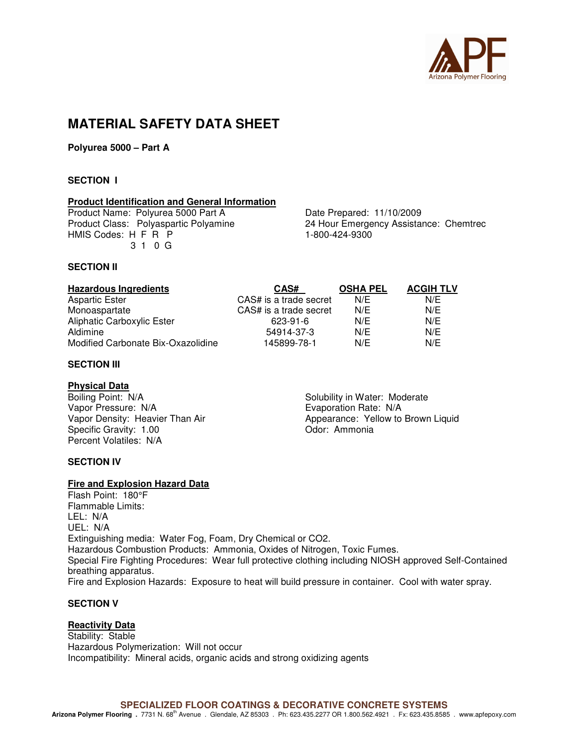# MATERIAL SAFETY DATA SHEET

**Polyurea 5000 – Part A**

## SECTION I

### Product Identification and General Information

Product Name: Polyurea 5000 Part A
Product Class: Polyaspartic Polyamine
HMIS Codes: H F R P
3 1 0 G

Date Prepared: 11/10/2009
24 Hour Emergency Assistance: Chemtrec
1-800-424-9300

## SECTION II

| Hazardous Ingredients | CAS# | OSHA PEL | ACGIH TLV |
|---|---|---|---|
| Aspartic Ester | CAS# is a trade secret | N/E | N/E |
| Monoaspartate | CAS# is a trade secret | N/E | N/E |
| Aliphatic Carboxylic Ester | 623-91-6 | N/E | N/E |
| Aldimine | 54914-37-3 | N/E | N/E |
| Modified Carbonate Bix-Oxazolidine | 145899-78-1 | N/E | N/E |

## SECTION III

### Physical Data

Boiling Point: N/A
Vapor Pressure: N/A
Vapor Density: Heavier Than Air
Specific Gravity: 1.00
Percent Volatiles: N/A

Solubility in Water: Moderate
Evaporation Rate: N/A
Appearance: Yellow to Brown Liquid
Odor: Ammonia

## SECTION IV

### Fire and Explosion Hazard Data

Flash Point: 180°F
Flammable Limits:
LEL: N/A
UEL: N/A
Extinguishing media: Water Fog, Foam, Dry Chemical or CO2.
Hazardous Combustion Products: Ammonia, Oxides of Nitrogen, Toxic Fumes.
Special Fire Fighting Procedures: Wear full protective clothing including NIOSH approved Self-Contained breathing apparatus.
Fire and Explosion Hazards: Exposure to heat will build pressure in container. Cool with water spray.

## SECTION V

### Reactivity Data

Stability: Stable
Hazardous Polymerization: Will not occur
Incompatibility: Mineral acids, organic acids and strong oxidizing agents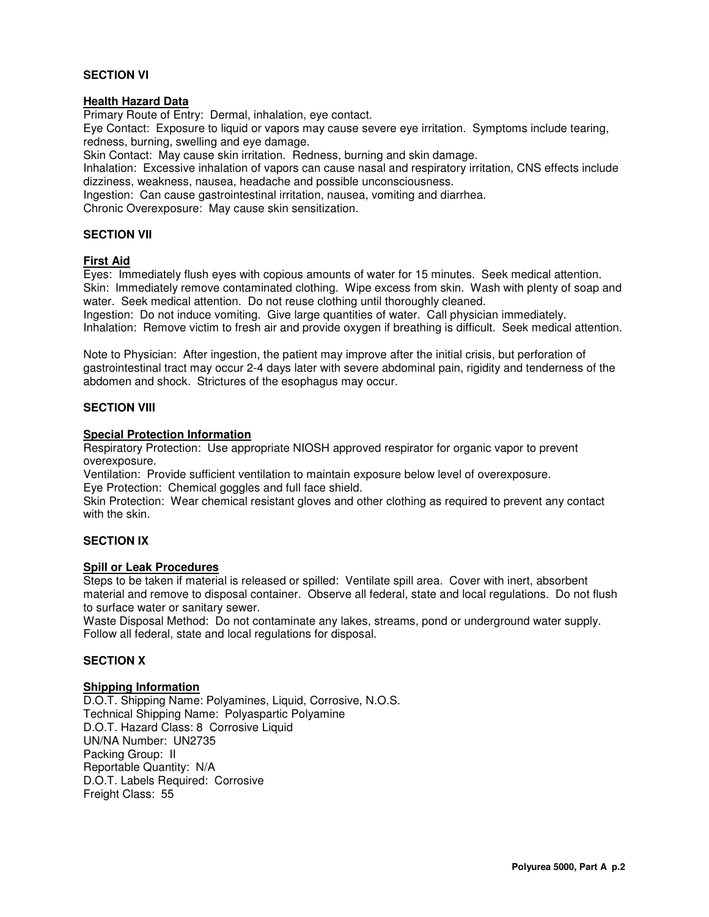## SECTION VI

### Health Hazard Data

Primary Route of Entry: Dermal, inhalation, eye contact.
Eye Contact: Exposure to liquid or vapors may cause severe eye irritation. Symptoms include tearing, redness, burning, swelling and eye damage.
Skin Contact: May cause skin irritation. Redness, burning and skin damage.
Inhalation: Excessive inhalation of vapors can cause nasal and respiratory irritation, CNS effects include dizziness, weakness, nausea, headache and possible unconsciousness.
Ingestion: Can cause gastrointestinal irritation, nausea, vomiting and diarrhea.
Chronic Overexposure: May cause skin sensitization.

## SECTION VII

### First Aid

Eyes: Immediately flush eyes with copious amounts of water for 15 minutes. Seek medical attention.
Skin: Immediately remove contaminated clothing. Wipe excess from skin. Wash with plenty of soap and water. Seek medical attention. Do not reuse clothing until thoroughly cleaned.
Ingestion: Do not induce vomiting. Give large quantities of water. Call physician immediately.
Inhalation: Remove victim to fresh air and provide oxygen if breathing is difficult. Seek medical attention.

Note to Physician: After ingestion, the patient may improve after the initial crisis, but perforation of gastrointestinal tract may occur 2-4 days later with severe abdominal pain, rigidity and tenderness of the abdomen and shock. Strictures of the esophagus may occur.

## SECTION VIII

### Special Protection Information

Respiratory Protection: Use appropriate NIOSH approved respirator for organic vapor to prevent overexposure.
Ventilation: Provide sufficient ventilation to maintain exposure below level of overexposure.
Eye Protection: Chemical goggles and full face shield.
Skin Protection: Wear chemical resistant gloves and other clothing as required to prevent any contact with the skin.

## SECTION IX

### Spill or Leak Procedures

Steps to be taken if material is released or spilled: Ventilate spill area. Cover with inert, absorbent material and remove to disposal container. Observe all federal, state and local regulations. Do not flush to surface water or sanitary sewer.
Waste Disposal Method: Do not contaminate any lakes, streams, pond or underground water supply. Follow all federal, state and local regulations for disposal.

## SECTION X

### Shipping Information

D.O.T. Shipping Name: Polyamines, Liquid, Corrosive, N.O.S.
Technical Shipping Name: Polyaspartic Polyamine
D.O.T. Hazard Class: 8 Corrosive Liquid
UN/NA Number: UN2735
Packing Group: II
Reportable Quantity: N/A
D.O.T. Labels Required: Corrosive
Freight Class: 55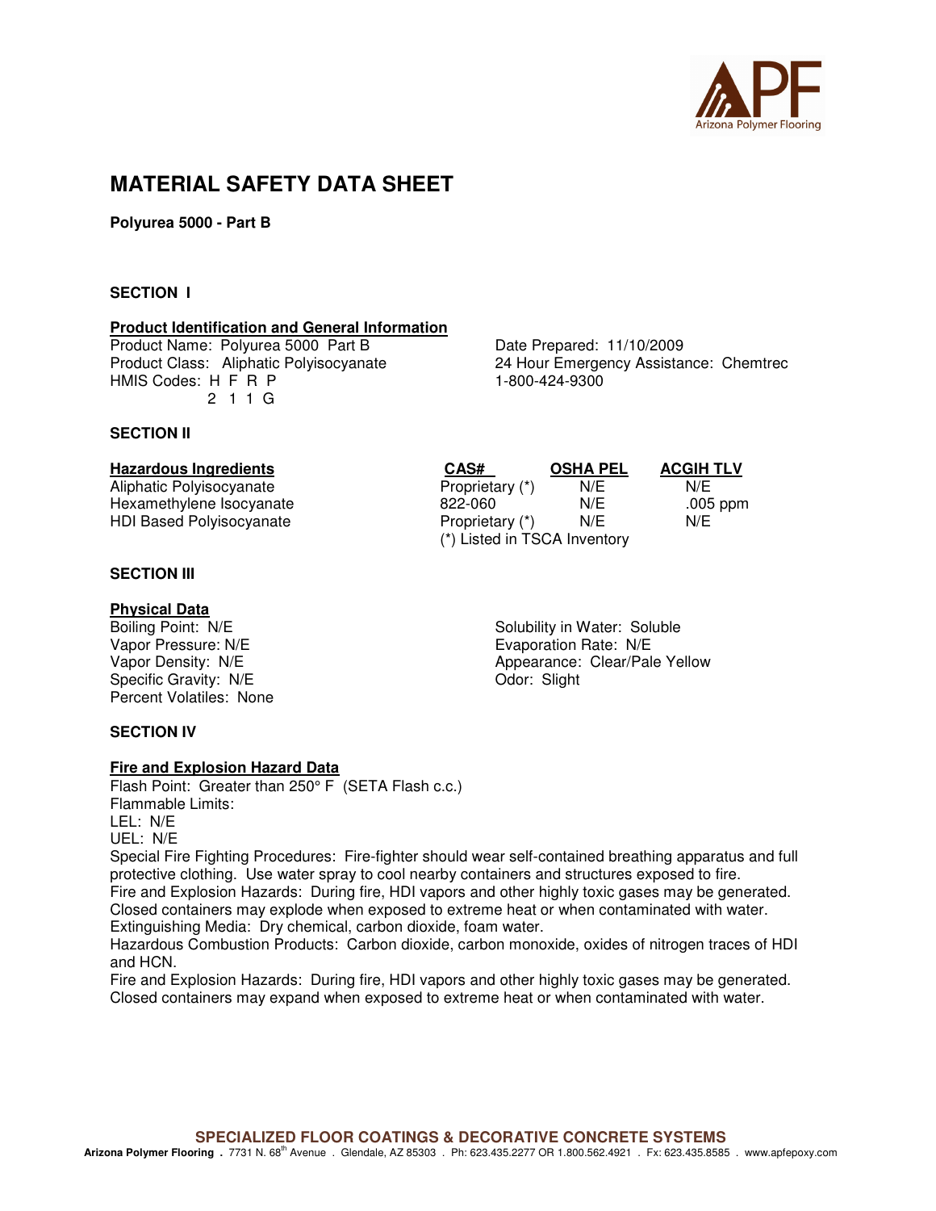# MATERIAL SAFETY DATA SHEET

**Polyurea 5000 - Part B**

## SECTION I

### Product Identification and General Information

Product Name: Polyurea 5000 Part B
Product Class: Aliphatic Polyisocyanate
HMIS Codes: H F R P
2 1 1 G

Date Prepared: 11/10/2009
24 Hour Emergency Assistance: Chemtrec
1-800-424-9300

## SECTION II

| Hazardous Ingredients | CAS# | OSHA PEL | ACGIH TLV |
|---|---|---|---|
| Aliphatic Polyisocyanate | Proprietary (*) | N/E | N/E |
| Hexamethylene Isocyanate | 822-060 | N/E | .005 ppm |
| HDI Based Polyisocyanate | Proprietary (*) | N/E | N/E |

(*) Listed in TSCA Inventory

## SECTION III

### Physical Data

Boiling Point: N/E
Vapor Pressure: N/E
Vapor Density: N/E
Specific Gravity: N/E
Percent Volatiles: None

Solubility in Water: Soluble
Evaporation Rate: N/E
Appearance: Clear/Pale Yellow
Odor: Slight

## SECTION IV

### Fire and Explosion Hazard Data

Flash Point: Greater than 250° F (SETA Flash c.c.)
Flammable Limits:
LEL: N/E
UEL: N/E
Special Fire Fighting Procedures: Fire-fighter should wear self-contained breathing apparatus and full protective clothing. Use water spray to cool nearby containers and structures exposed to fire.
Fire and Explosion Hazards: During fire, HDI vapors and other highly toxic gases may be generated. Closed containers may explode when exposed to extreme heat or when contaminated with water.
Extinguishing Media: Dry chemical, carbon dioxide, foam water.
Hazardous Combustion Products: Carbon dioxide, carbon monoxide, oxides of nitrogen traces of HDI and HCN.
Fire and Explosion Hazards: During fire, HDI vapors and other highly toxic gases may be generated. Closed containers may expand when exposed to extreme heat or when contaminated with water.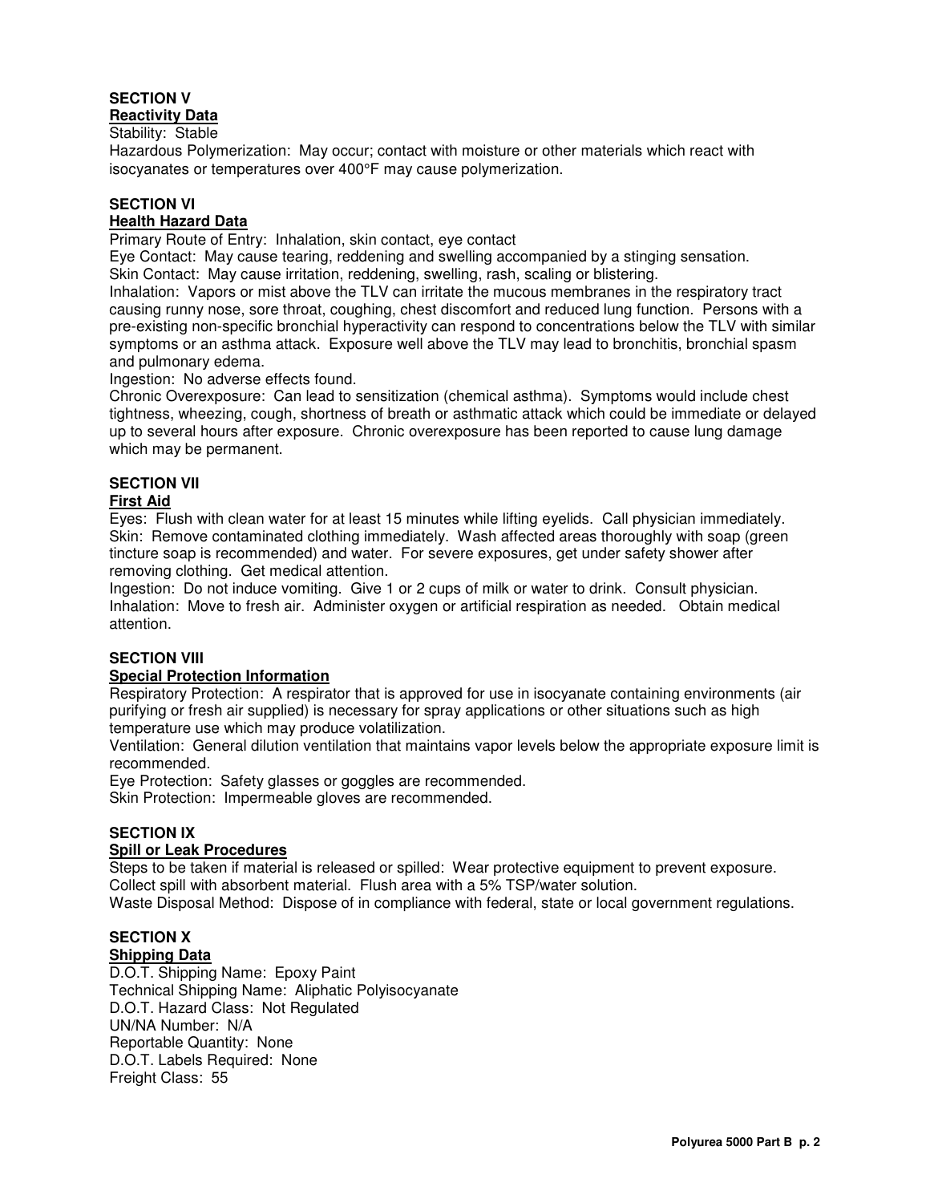## SECTION V

### Reactivity Data

Stability: Stable

Hazardous Polymerization: May occur; contact with moisture or other materials which react with isocyanates or temperatures over 400°F may cause polymerization.

## SECTION VI

### Health Hazard Data

Primary Route of Entry: Inhalation, skin contact, eye contact

Eye Contact: May cause tearing, reddening and swelling accompanied by a stinging sensation.

Skin Contact: May cause irritation, reddening, swelling, rash, scaling or blistering.

Inhalation: Vapors or mist above the TLV can irritate the mucous membranes in the respiratory tract causing runny nose, sore throat, coughing, chest discomfort and reduced lung function. Persons with a pre-existing non-specific bronchial hyperactivity can respond to concentrations below the TLV with similar symptoms or an asthma attack. Exposure well above the TLV may lead to bronchitis, bronchial spasm and pulmonary edema.

Ingestion: No adverse effects found.

Chronic Overexposure: Can lead to sensitization (chemical asthma). Symptoms would include chest tightness, wheezing, cough, shortness of breath or asthmatic attack which could be immediate or delayed up to several hours after exposure. Chronic overexposure has been reported to cause lung damage which may be permanent.

## SECTION VII

### First Aid

Eyes: Flush with clean water for at least 15 minutes while lifting eyelids. Call physician immediately.

Skin: Remove contaminated clothing immediately. Wash affected areas thoroughly with soap (green tincture soap is recommended) and water. For severe exposures, get under safety shower after removing clothing. Get medical attention.

Ingestion: Do not induce vomiting. Give 1 or 2 cups of milk or water to drink. Consult physician.

Inhalation: Move to fresh air. Administer oxygen or artificial respiration as needed. Obtain medical attention.

## SECTION VIII

### Special Protection Information

Respiratory Protection: A respirator that is approved for use in isocyanate containing environments (air purifying or fresh air supplied) is necessary for spray applications or other situations such as high temperature use which may produce volatilization.

Ventilation: General dilution ventilation that maintains vapor levels below the appropriate exposure limit is recommended.

Eye Protection: Safety glasses or goggles are recommended.

Skin Protection: Impermeable gloves are recommended.

## SECTION IX

### Spill or Leak Procedures

Steps to be taken if material is released or spilled: Wear protective equipment to prevent exposure. Collect spill with absorbent material. Flush area with a 5% TSP/water solution.

Waste Disposal Method: Dispose of in compliance with federal, state or local government regulations.

## SECTION X

### Shipping Data

D.O.T. Shipping Name: Epoxy Paint

Technical Shipping Name: Aliphatic Polyisocyanate

D.O.T. Hazard Class: Not Regulated

UN/NA Number: N/A

Reportable Quantity: None

D.O.T. Labels Required: None

Freight Class: 55